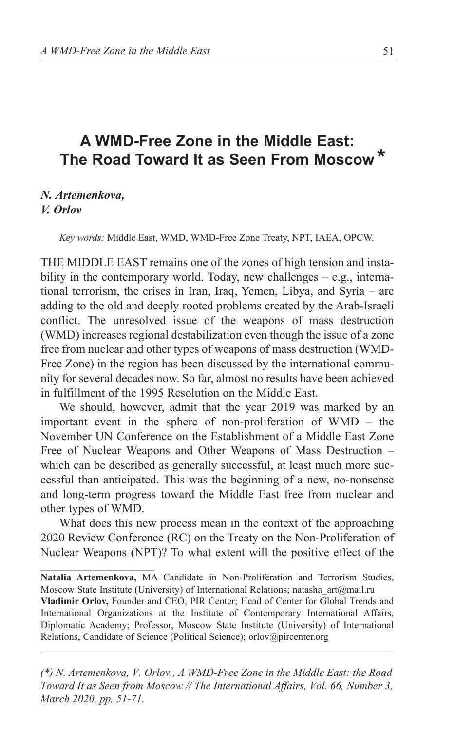# A WMD-Free Zone in the Middle East: The Road Toward It as Seen From Moscow *

***N. Artemenkova,***
***V. Orlov***

*Key words:* Middle East, WMD, WMD-Free Zone Treaty, NPT, IAEA, OPCW.

THE MIDDLE EAST remains one of the zones of high tension and instability in the contemporary world. Today, new challenges – e.g., international terrorism, the crises in Iran, Iraq, Yemen, Libya, and Syria – are adding to the old and deeply rooted problems created by the Arab-Israeli conflict. The unresolved issue of the weapons of mass destruction (WMD) increases regional destabilization even though the issue of a zone free from nuclear and other types of weapons of mass destruction (WMD-Free Zone) in the region has been discussed by the international community for several decades now. So far, almost no results have been achieved in fulfillment of the 1995 Resolution on the Middle East.

We should, however, admit that the year 2019 was marked by an important event in the sphere of non-proliferation of WMD – the November UN Conference on the Establishment of a Middle East Zone Free of Nuclear Weapons and Other Weapons of Mass Destruction – which can be described as generally successful, at least much more successful than anticipated. This was the beginning of a new, no-nonsense and long-term progress toward the Middle East free from nuclear and other types of WMD.

What does this new process mean in the context of the approaching 2020 Review Conference (RC) on the Treaty on the Non-Proliferation of Nuclear Weapons (NPT)? To what extent will the positive effect of the

---

**Natalia Artemenkova,** MA Candidate in Non-Proliferation and Terrorism Studies, Moscow State Institute (University) of International Relations; natasha_art@mail.ru

**Vladimir Orlov,** Founder and CEO, PIR Center; Head of Center for Global Trends and International Organizations at the Institute of Contemporary International Affairs, Diplomatic Academy; Professor, Moscow State Institute (University) of International Relations, Candidate of Science (Political Science); orlov@pircenter.org

*(*) N. Artemenkova, V. Orlov., A WMD-Free Zone in the Middle East: the Road Toward It as Seen from Moscow // The International Affairs, Vol. 66, Number 3, March 2020, pp. 51-71.*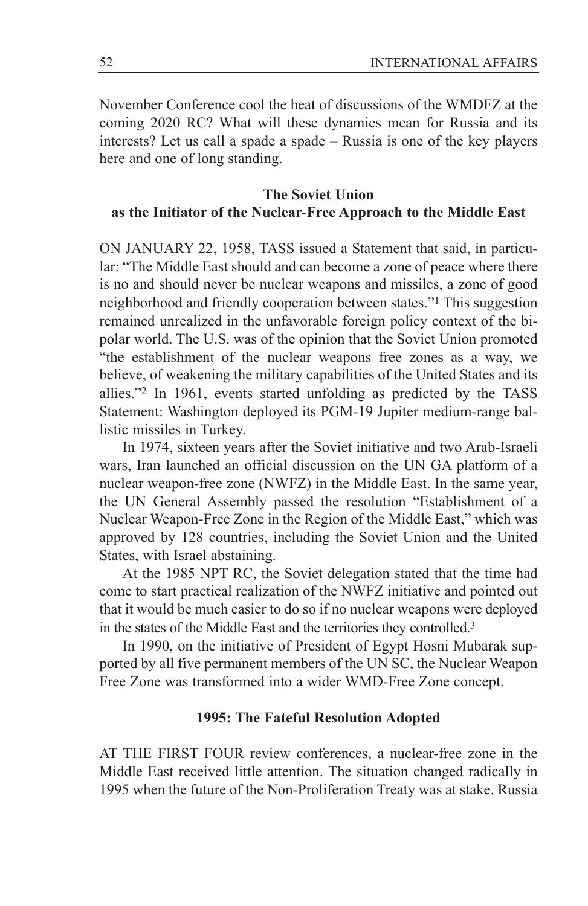November Conference cool the heat of discussions of the WMDFZ at the coming 2020 RC? What will these dynamics mean for Russia and its interests? Let us call a spade a spade – Russia is one of the key players here and one of long standing.

## The Soviet Union as the Initiator of the Nuclear-Free Approach to the Middle East

ON JANUARY 22, 1958, TASS issued a Statement that said, in particular: "The Middle East should and can become a zone of peace where there is no and should never be nuclear weapons and missiles, a zone of good neighborhood and friendly cooperation between states."[1] This suggestion remained unrealized in the unfavorable foreign policy context of the bipolar world. The U.S. was of the opinion that the Soviet Union promoted "the establishment of the nuclear weapons free zones as a way, we believe, of weakening the military capabilities of the United States and its allies."[2] In 1961, events started unfolding as predicted by the TASS Statement: Washington deployed its PGM-19 Jupiter medium-range ballistic missiles in Turkey.

In 1974, sixteen years after the Soviet initiative and two Arab-Israeli wars, Iran launched an official discussion on the UN GA platform of a nuclear weapon-free zone (NWFZ) in the Middle East. In the same year, the UN General Assembly passed the resolution "Establishment of a Nuclear Weapon-Free Zone in the Region of the Middle East," which was approved by 128 countries, including the Soviet Union and the United States, with Israel abstaining.

At the 1985 NPT RC, the Soviet delegation stated that the time had come to start practical realization of the NWFZ initiative and pointed out that it would be much easier to do so if no nuclear weapons were deployed in the states of the Middle East and the territories they controlled.[3]

In 1990, on the initiative of President of Egypt Hosni Mubarak supported by all five permanent members of the UN SC, the Nuclear Weapon Free Zone was transformed into a wider WMD-Free Zone concept.

## 1995: The Fateful Resolution Adopted

AT THE FIRST FOUR review conferences, a nuclear-free zone in the Middle East received little attention. The situation changed radically in 1995 when the future of the Non-Proliferation Treaty was at stake. Russia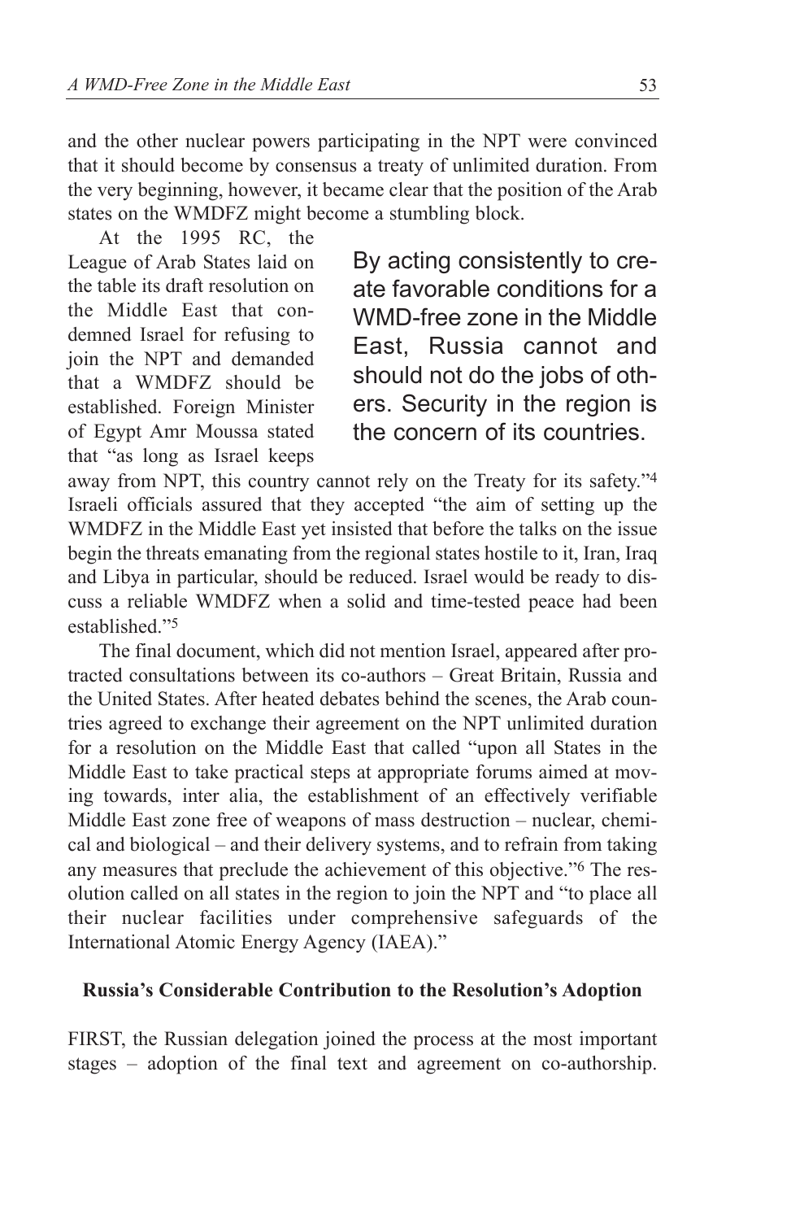and the other nuclear powers participating in the NPT were convinced that it should become by consensus a treaty of unlimited duration. From the very beginning, however, it became clear that the position of the Arab states on the WMDFZ might become a stumbling block.

At the 1995 RC, the League of Arab States laid on the table its draft resolution on the Middle East that condemned Israel for refusing to join the NPT and demanded that a WMDFZ should be established. Foreign Minister of Egypt Amr Moussa stated that "as long as Israel keeps away from NPT, this country cannot rely on the Treaty for its safety."[4] Israeli officials assured that they accepted "the aim of setting up the WMDFZ in the Middle East yet insisted that before the talks on the issue begin the threats emanating from the regional states hostile to it, Iran, Iraq and Libya in particular, should be reduced. Israel would be ready to discuss a reliable WMDFZ when a solid and time-tested peace had been established."[5]

> By acting consistently to create favorable conditions for a WMD-free zone in the Middle East, Russia cannot and should not do the jobs of others. Security in the region is the concern of its countries.

The final document, which did not mention Israel, appeared after protracted consultations between its co-authors – Great Britain, Russia and the United States. After heated debates behind the scenes, the Arab countries agreed to exchange their agreement on the NPT unlimited duration for a resolution on the Middle East that called "upon all States in the Middle East to take practical steps at appropriate forums aimed at moving towards, inter alia, the establishment of an effectively verifiable Middle East zone free of weapons of mass destruction – nuclear, chemical and biological – and their delivery systems, and to refrain from taking any measures that preclude the achievement of this objective."[6] The resolution called on all states in the region to join the NPT and "to place all their nuclear facilities under comprehensive safeguards of the International Atomic Energy Agency (IAEA)."

## Russia's Considerable Contribution to the Resolution's Adoption

FIRST, the Russian delegation joined the process at the most important stages – adoption of the final text and agreement on co-authorship.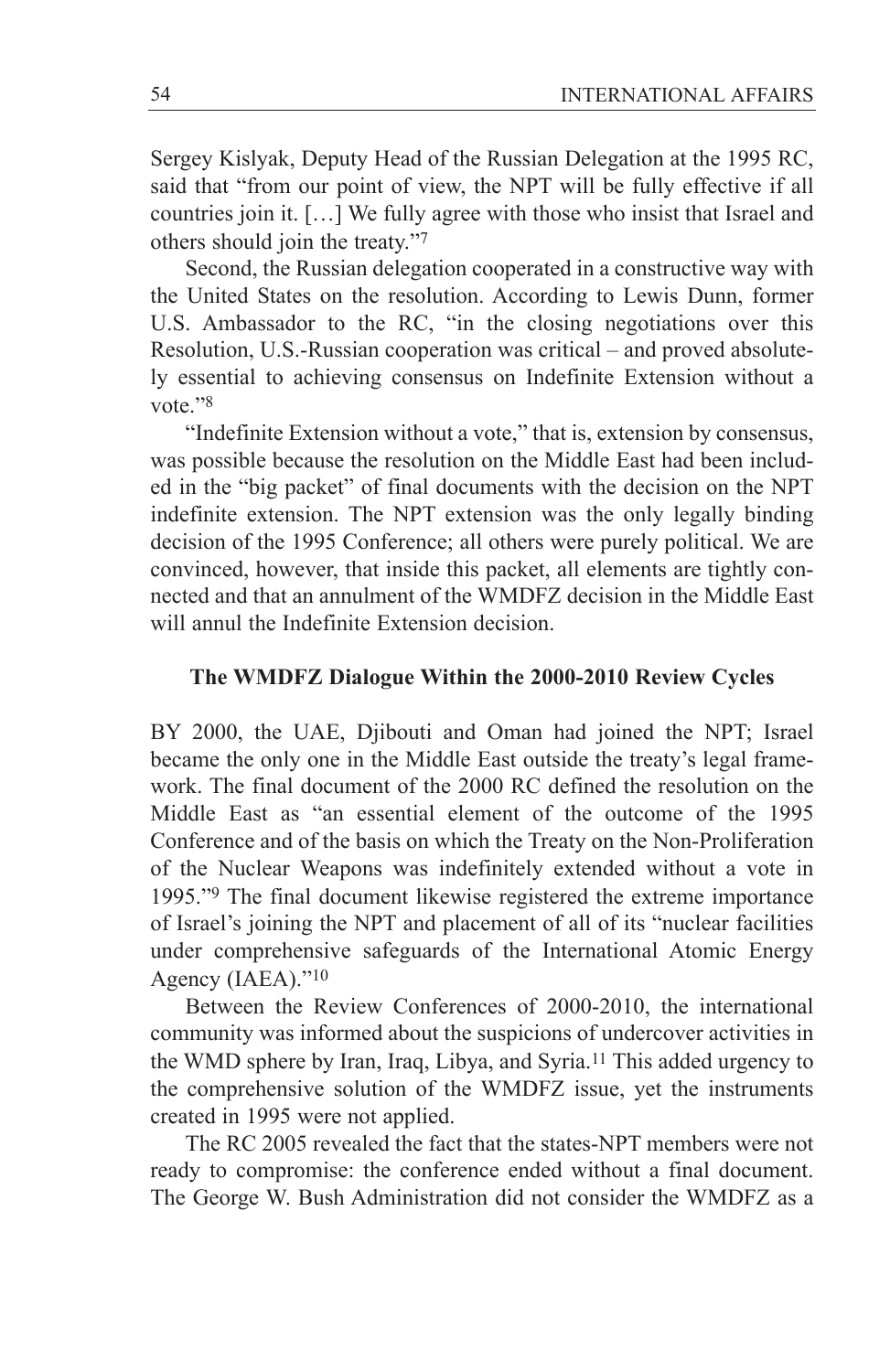Sergey Kislyak, Deputy Head of the Russian Delegation at the 1995 RC, said that "from our point of view, the NPT will be fully effective if all countries join it. […] We fully agree with those who insist that Israel and others should join the treaty."[7]

Second, the Russian delegation cooperated in a constructive way with the United States on the resolution. According to Lewis Dunn, former U.S. Ambassador to the RC, "in the closing negotiations over this Resolution, U.S.-Russian cooperation was critical – and proved absolutely essential to achieving consensus on Indefinite Extension without a vote."[8]

"Indefinite Extension without a vote," that is, extension by consensus, was possible because the resolution on the Middle East had been included in the "big packet" of final documents with the decision on the NPT indefinite extension. The NPT extension was the only legally binding decision of the 1995 Conference; all others were purely political. We are convinced, however, that inside this packet, all elements are tightly connected and that an annulment of the WMDFZ decision in the Middle East will annul the Indefinite Extension decision.

### The WMDFZ Dialogue Within the 2000-2010 Review Cycles

BY 2000, the UAE, Djibouti and Oman had joined the NPT; Israel became the only one in the Middle East outside the treaty's legal framework. The final document of the 2000 RC defined the resolution on the Middle East as "an essential element of the outcome of the 1995 Conference and of the basis on which the Treaty on the Non-Proliferation of the Nuclear Weapons was indefinitely extended without a vote in 1995."[9] The final document likewise registered the extreme importance of Israel's joining the NPT and placement of all of its "nuclear facilities under comprehensive safeguards of the International Atomic Energy Agency (IAEA)."[10]

Between the Review Conferences of 2000-2010, the international community was informed about the suspicions of undercover activities in the WMD sphere by Iran, Iraq, Libya, and Syria.[11] This added urgency to the comprehensive solution of the WMDFZ issue, yet the instruments created in 1995 were not applied.

The RC 2005 revealed the fact that the states-NPT members were not ready to compromise: the conference ended without a final document. The George W. Bush Administration did not consider the WMDFZ as a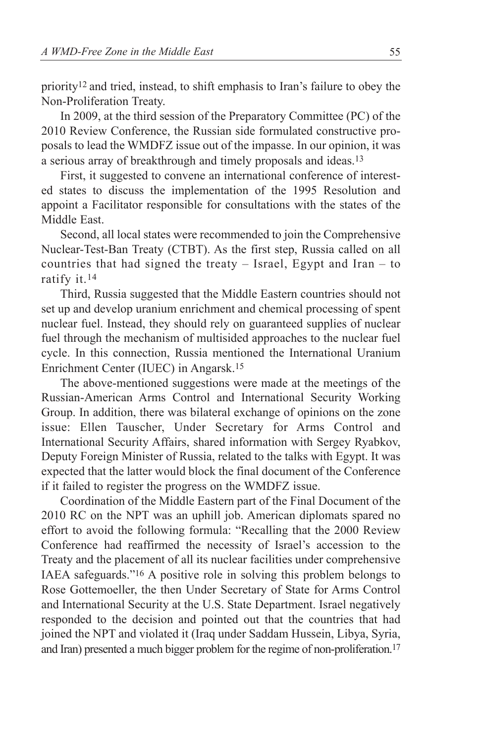priority[12] and tried, instead, to shift emphasis to Iran's failure to obey the Non-Proliferation Treaty.

In 2009, at the third session of the Preparatory Committee (PC) of the 2010 Review Conference, the Russian side formulated constructive proposals to lead the WMDFZ issue out of the impasse. In our opinion, it was a serious array of breakthrough and timely proposals and ideas.[13]

First, it suggested to convene an international conference of interested states to discuss the implementation of the 1995 Resolution and appoint a Facilitator responsible for consultations with the states of the Middle East.

Second, all local states were recommended to join the Comprehensive Nuclear-Test-Ban Treaty (CTBT). As the first step, Russia called on all countries that had signed the treaty – Israel, Egypt and Iran – to ratify it.[14]

Third, Russia suggested that the Middle Eastern countries should not set up and develop uranium enrichment and chemical processing of spent nuclear fuel. Instead, they should rely on guaranteed supplies of nuclear fuel through the mechanism of multisided approaches to the nuclear fuel cycle. In this connection, Russia mentioned the International Uranium Enrichment Center (IUEC) in Angarsk.[15]

The above-mentioned suggestions were made at the meetings of the Russian-American Arms Control and International Security Working Group. In addition, there was bilateral exchange of opinions on the zone issue: Ellen Tauscher, Under Secretary for Arms Control and International Security Affairs, shared information with Sergey Ryabkov, Deputy Foreign Minister of Russia, related to the talks with Egypt. It was expected that the latter would block the final document of the Conference if it failed to register the progress on the WMDFZ issue.

Coordination of the Middle Eastern part of the Final Document of the 2010 RC on the NPT was an uphill job. American diplomats spared no effort to avoid the following formula: "Recalling that the 2000 Review Conference had reaffirmed the necessity of Israel's accession to the Treaty and the placement of all its nuclear facilities under comprehensive IAEA safeguards."[16] A positive role in solving this problem belongs to Rose Gottemoeller, the then Under Secretary of State for Arms Control and International Security at the U.S. State Department. Israel negatively responded to the decision and pointed out that the countries that had joined the NPT and violated it (Iraq under Saddam Hussein, Libya, Syria, and Iran) presented a much bigger problem for the regime of non-proliferation.[17]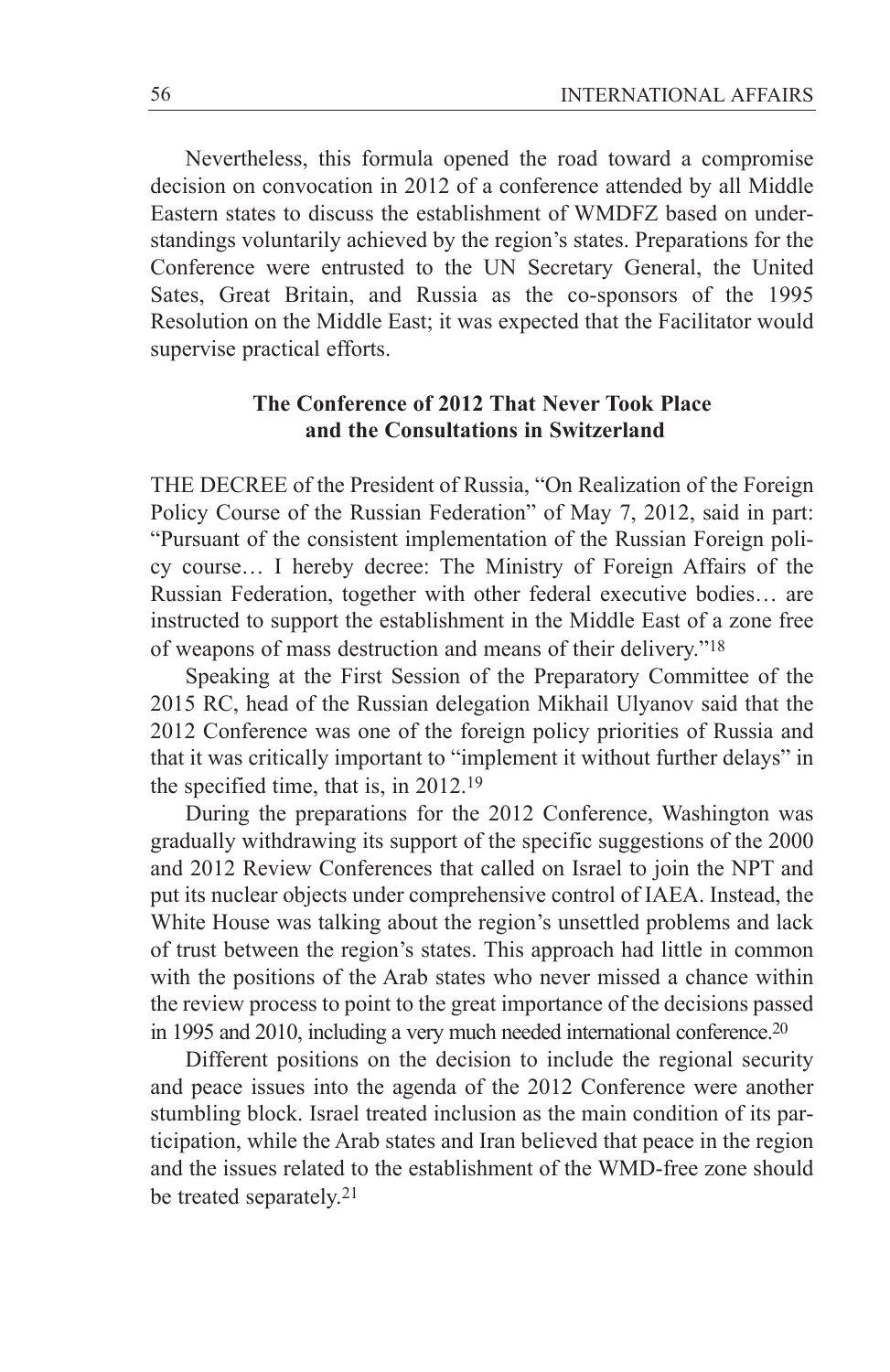Nevertheless, this formula opened the road toward a compromise decision on convocation in 2012 of a conference attended by all Middle Eastern states to discuss the establishment of WMDFZ based on understandings voluntarily achieved by the region's states. Preparations for the Conference were entrusted to the UN Secretary General, the United Sates, Great Britain, and Russia as the co-sponsors of the 1995 Resolution on the Middle East; it was expected that the Facilitator would supervise practical efforts.

### The Conference of 2012 That Never Took Place and the Consultations in Switzerland

THE DECREE of the President of Russia, "On Realization of the Foreign Policy Course of the Russian Federation" of May 7, 2012, said in part: "Pursuant of the consistent implementation of the Russian Foreign policy course… I hereby decree: The Ministry of Foreign Affairs of the Russian Federation, together with other federal executive bodies… are instructed to support the establishment in the Middle East of a zone free of weapons of mass destruction and means of their delivery."[18]

Speaking at the First Session of the Preparatory Committee of the 2015 RC, head of the Russian delegation Mikhail Ulyanov said that the 2012 Conference was one of the foreign policy priorities of Russia and that it was critically important to "implement it without further delays" in the specified time, that is, in 2012.[19]

During the preparations for the 2012 Conference, Washington was gradually withdrawing its support of the specific suggestions of the 2000 and 2012 Review Conferences that called on Israel to join the NPT and put its nuclear objects under comprehensive control of IAEA. Instead, the White House was talking about the region's unsettled problems and lack of trust between the region's states. This approach had little in common with the positions of the Arab states who never missed a chance within the review process to point to the great importance of the decisions passed in 1995 and 2010, including a very much needed international conference.[20]

Different positions on the decision to include the regional security and peace issues into the agenda of the 2012 Conference were another stumbling block. Israel treated inclusion as the main condition of its participation, while the Arab states and Iran believed that peace in the region and the issues related to the establishment of the WMD-free zone should be treated separately.[21]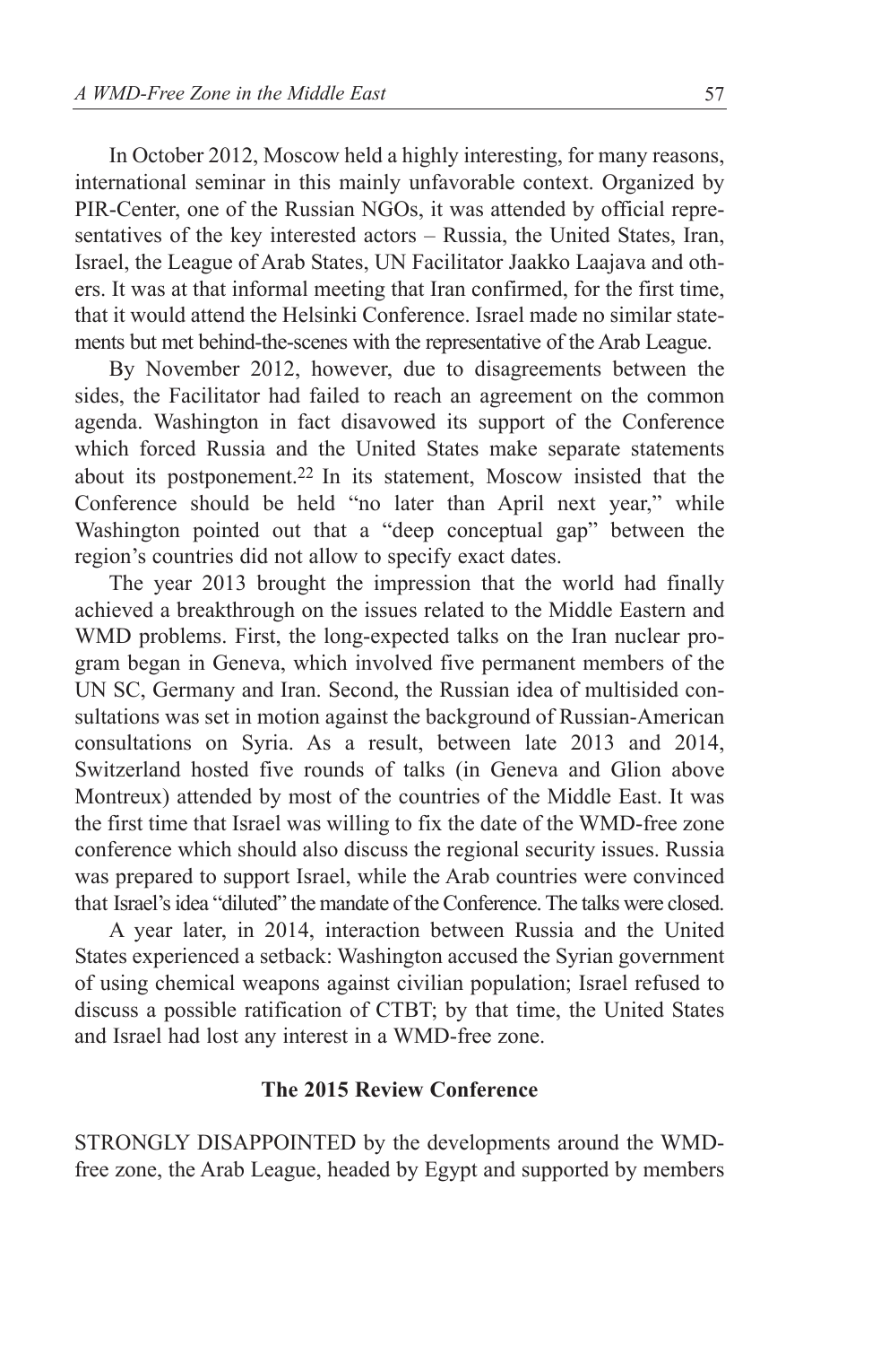In October 2012, Moscow held a highly interesting, for many reasons, international seminar in this mainly unfavorable context. Organized by PIR-Center, one of the Russian NGOs, it was attended by official representatives of the key interested actors – Russia, the United States, Iran, Israel, the League of Arab States, UN Facilitator Jaakko Laajava and others. It was at that informal meeting that Iran confirmed, for the first time, that it would attend the Helsinki Conference. Israel made no similar statements but met behind-the-scenes with the representative of the Arab League.

By November 2012, however, due to disagreements between the sides, the Facilitator had failed to reach an agreement on the common agenda. Washington in fact disavowed its support of the Conference which forced Russia and the United States make separate statements about its postponement.[22] In its statement, Moscow insisted that the Conference should be held "no later than April next year," while Washington pointed out that a "deep conceptual gap" between the region's countries did not allow to specify exact dates.

The year 2013 brought the impression that the world had finally achieved a breakthrough on the issues related to the Middle Eastern and WMD problems. First, the long-expected talks on the Iran nuclear program began in Geneva, which involved five permanent members of the UN SC, Germany and Iran. Second, the Russian idea of multisided consultations was set in motion against the background of Russian-American consultations on Syria. As a result, between late 2013 and 2014, Switzerland hosted five rounds of talks (in Geneva and Glion above Montreux) attended by most of the countries of the Middle East. It was the first time that Israel was willing to fix the date of the WMD-free zone conference which should also discuss the regional security issues. Russia was prepared to support Israel, while the Arab countries were convinced that Israel's idea "diluted" the mandate of the Conference. The talks were closed.

A year later, in 2014, interaction between Russia and the United States experienced a setback: Washington accused the Syrian government of using chemical weapons against civilian population; Israel refused to discuss a possible ratification of CTBT; by that time, the United States and Israel had lost any interest in a WMD-free zone.

## The 2015 Review Conference

STRONGLY DISAPPOINTED by the developments around the WMD-free zone, the Arab League, headed by Egypt and supported by members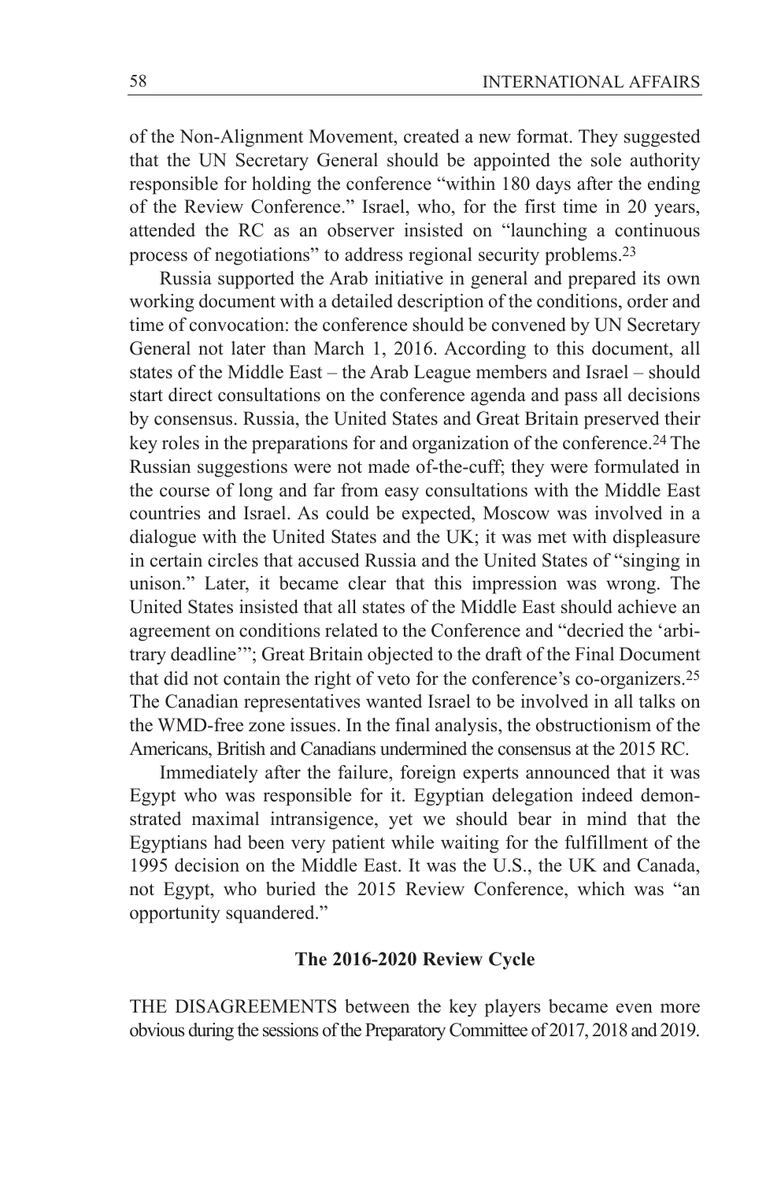of the Non-Alignment Movement, created a new format. They suggested that the UN Secretary General should be appointed the sole authority responsible for holding the conference "within 180 days after the ending of the Review Conference." Israel, who, for the first time in 20 years, attended the RC as an observer insisted on "launching a continuous process of negotiations" to address regional security problems.[23]

Russia supported the Arab initiative in general and prepared its own working document with a detailed description of the conditions, order and time of convocation: the conference should be convened by UN Secretary General not later than March 1, 2016. According to this document, all states of the Middle East – the Arab League members and Israel – should start direct consultations on the conference agenda and pass all decisions by consensus. Russia, the United States and Great Britain preserved their key roles in the preparations for and organization of the conference.[24] The Russian suggestions were not made of-the-cuff; they were formulated in the course of long and far from easy consultations with the Middle East countries and Israel. As could be expected, Moscow was involved in a dialogue with the United States and the UK; it was met with displeasure in certain circles that accused Russia and the United States of "singing in unison." Later, it became clear that this impression was wrong. The United States insisted that all states of the Middle East should achieve an agreement on conditions related to the Conference and "decried the 'arbitrary deadline'"; Great Britain objected to the draft of the Final Document that did not contain the right of veto for the conference's co-organizers.[25] The Canadian representatives wanted Israel to be involved in all talks on the WMD-free zone issues. In the final analysis, the obstructionism of the Americans, British and Canadians undermined the consensus at the 2015 RC.

Immediately after the failure, foreign experts announced that it was Egypt who was responsible for it. Egyptian delegation indeed demonstrated maximal intransigence, yet we should bear in mind that the Egyptians had been very patient while waiting for the fulfillment of the 1995 decision on the Middle East. It was the U.S., the UK and Canada, not Egypt, who buried the 2015 Review Conference, which was "an opportunity squandered."

### The 2016-2020 Review Cycle

THE DISAGREEMENTS between the key players became even more obvious during the sessions of the Preparatory Committee of 2017, 2018 and 2019.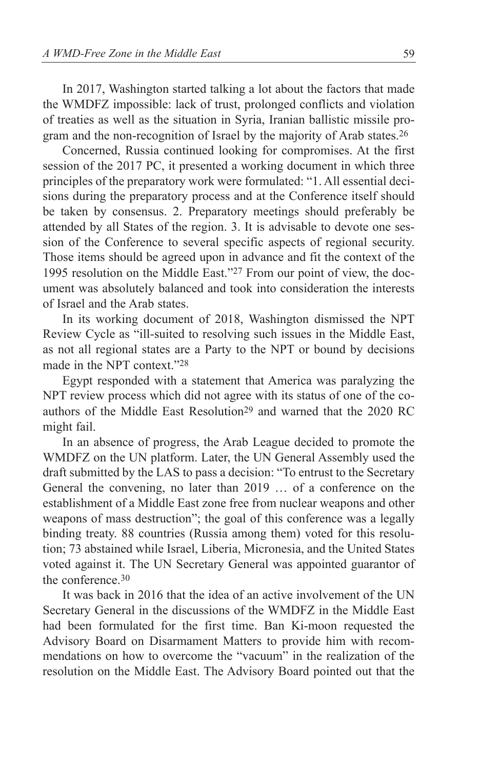In 2017, Washington started talking a lot about the factors that made the WMDFZ impossible: lack of trust, prolonged conflicts and violation of treaties as well as the situation in Syria, Iranian ballistic missile program and the non-recognition of Israel by the majority of Arab states.[26]

Concerned, Russia continued looking for compromises. At the first session of the 2017 PC, it presented a working document in which three principles of the preparatory work were formulated: "1. All essential decisions during the preparatory process and at the Conference itself should be taken by consensus. 2. Preparatory meetings should preferably be attended by all States of the region. 3. It is advisable to devote one session of the Conference to several specific aspects of regional security. Those items should be agreed upon in advance and fit the context of the 1995 resolution on the Middle East."[27] From our point of view, the document was absolutely balanced and took into consideration the interests of Israel and the Arab states.

In its working document of 2018, Washington dismissed the NPT Review Cycle as "ill-suited to resolving such issues in the Middle East, as not all regional states are a Party to the NPT or bound by decisions made in the NPT context."[28]

Egypt responded with a statement that America was paralyzing the NPT review process which did not agree with its status of one of the co-authors of the Middle East Resolution[29] and warned that the 2020 RC might fail.

In an absence of progress, the Arab League decided to promote the WMDFZ on the UN platform. Later, the UN General Assembly used the draft submitted by the LAS to pass a decision: "To entrust to the Secretary General the convening, no later than 2019 … of a conference on the establishment of a Middle East zone free from nuclear weapons and other weapons of mass destruction"; the goal of this conference was a legally binding treaty. 88 countries (Russia among them) voted for this resolution; 73 abstained while Israel, Liberia, Micronesia, and the United States voted against it. The UN Secretary General was appointed guarantor of the conference.[30]

It was back in 2016 that the idea of an active involvement of the UN Secretary General in the discussions of the WMDFZ in the Middle East had been formulated for the first time. Ban Ki-moon requested the Advisory Board on Disarmament Matters to provide him with recommendations on how to overcome the "vacuum" in the realization of the resolution on the Middle East. The Advisory Board pointed out that the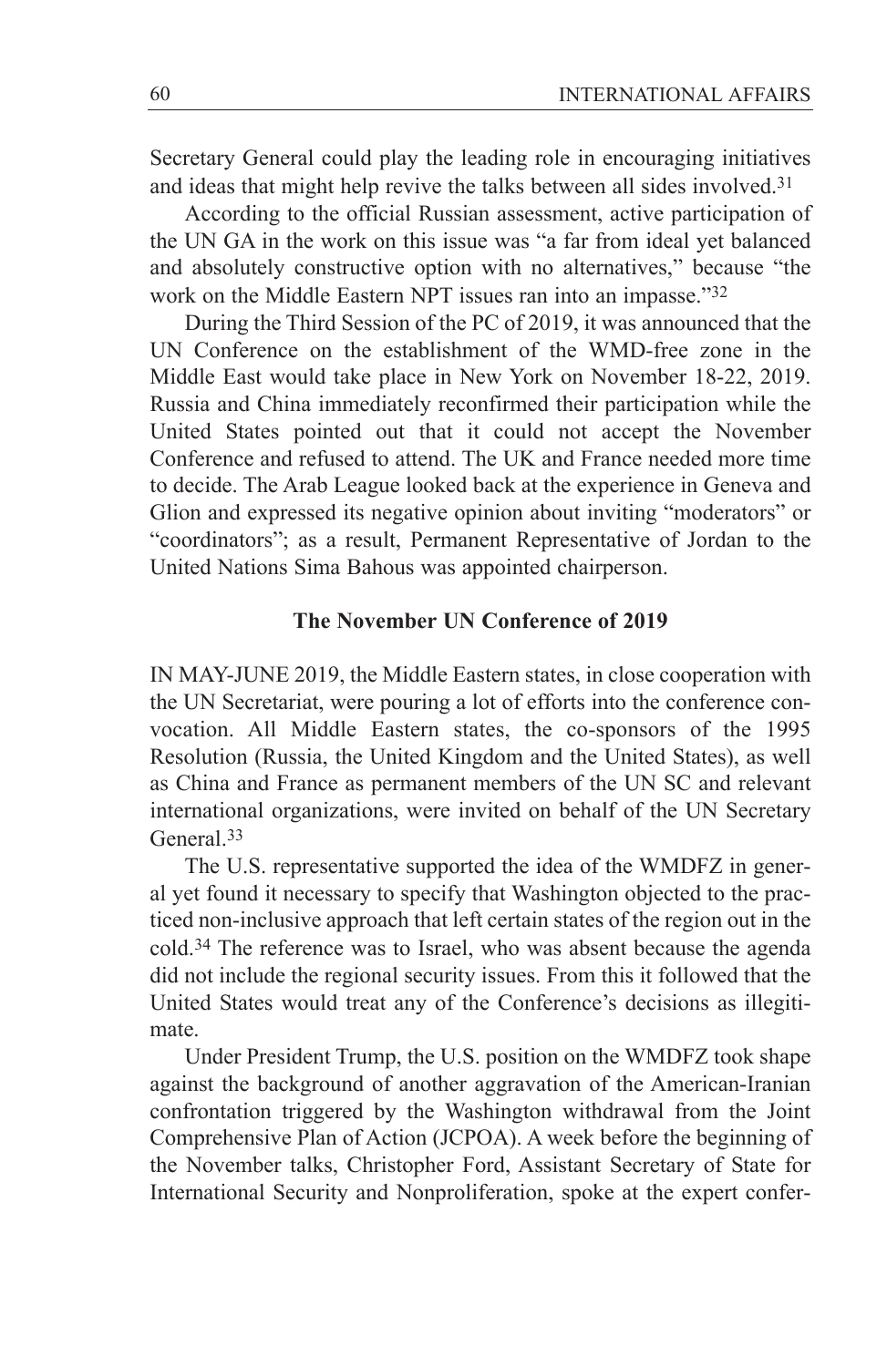Secretary General could play the leading role in encouraging initiatives and ideas that might help revive the talks between all sides involved.[31]

According to the official Russian assessment, active participation of the UN GA in the work on this issue was "a far from ideal yet balanced and absolutely constructive option with no alternatives," because "the work on the Middle Eastern NPT issues ran into an impasse."[32]

During the Third Session of the PC of 2019, it was announced that the UN Conference on the establishment of the WMD-free zone in the Middle East would take place in New York on November 18-22, 2019. Russia and China immediately reconfirmed their participation while the United States pointed out that it could not accept the November Conference and refused to attend. The UK and France needed more time to decide. The Arab League looked back at the experience in Geneva and Glion and expressed its negative opinion about inviting "moderators" or "coordinators"; as a result, Permanent Representative of Jordan to the United Nations Sima Bahous was appointed chairperson.

### The November UN Conference of 2019

IN MAY-JUNE 2019, the Middle Eastern states, in close cooperation with the UN Secretariat, were pouring a lot of efforts into the conference convocation. All Middle Eastern states, the co-sponsors of the 1995 Resolution (Russia, the United Kingdom and the United States), as well as China and France as permanent members of the UN SC and relevant international organizations, were invited on behalf of the UN Secretary General.[33]

The U.S. representative supported the idea of the WMDFZ in general yet found it necessary to specify that Washington objected to the practiced non-inclusive approach that left certain states of the region out in the cold.[34] The reference was to Israel, who was absent because the agenda did not include the regional security issues. From this it followed that the United States would treat any of the Conference's decisions as illegitimate.

Under President Trump, the U.S. position on the WMDFZ took shape against the background of another aggravation of the American-Iranian confrontation triggered by the Washington withdrawal from the Joint Comprehensive Plan of Action (JCPOA). A week before the beginning of the November talks, Christopher Ford, Assistant Secretary of State for International Security and Nonproliferation, spoke at the expert confer-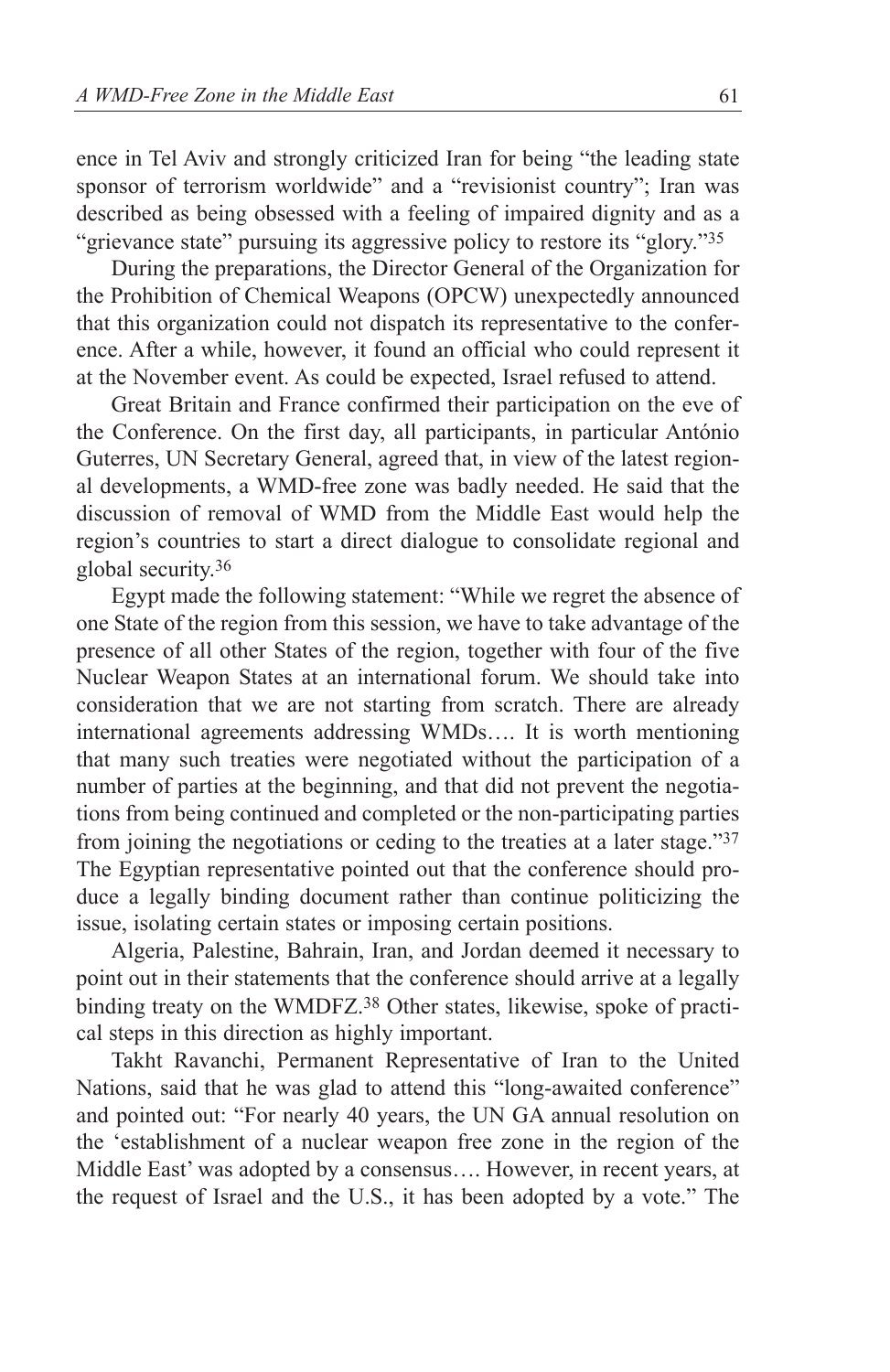ence in Tel Aviv and strongly criticized Iran for being "the leading state sponsor of terrorism worldwide" and a "revisionist country"; Iran was described as being obsessed with a feeling of impaired dignity and as a "grievance state" pursuing its aggressive policy to restore its "glory."[35]

During the preparations, the Director General of the Organization for the Prohibition of Chemical Weapons (OPCW) unexpectedly announced that this organization could not dispatch its representative to the conference. After a while, however, it found an official who could represent it at the November event. As could be expected, Israel refused to attend.

Great Britain and France confirmed their participation on the eve of the Conference. On the first day, all participants, in particular António Guterres, UN Secretary General, agreed that, in view of the latest regional developments, a WMD-free zone was badly needed. He said that the discussion of removal of WMD from the Middle East would help the region's countries to start a direct dialogue to consolidate regional and global security.[36]

Egypt made the following statement: "While we regret the absence of one State of the region from this session, we have to take advantage of the presence of all other States of the region, together with four of the five Nuclear Weapon States at an international forum. We should take into consideration that we are not starting from scratch. There are already international agreements addressing WMDs…. It is worth mentioning that many such treaties were negotiated without the participation of a number of parties at the beginning, and that did not prevent the negotiations from being continued and completed or the non-participating parties from joining the negotiations or ceding to the treaties at a later stage."[37] The Egyptian representative pointed out that the conference should produce a legally binding document rather than continue politicizing the issue, isolating certain states or imposing certain positions.

Algeria, Palestine, Bahrain, Iran, and Jordan deemed it necessary to point out in their statements that the conference should arrive at a legally binding treaty on the WMDFZ.[38] Other states, likewise, spoke of practical steps in this direction as highly important.

Takht Ravanchi, Permanent Representative of Iran to the United Nations, said that he was glad to attend this "long-awaited conference" and pointed out: "For nearly 40 years, the UN GA annual resolution on the 'establishment of a nuclear weapon free zone in the region of the Middle East' was adopted by a consensus…. However, in recent years, at the request of Israel and the U.S., it has been adopted by a vote." The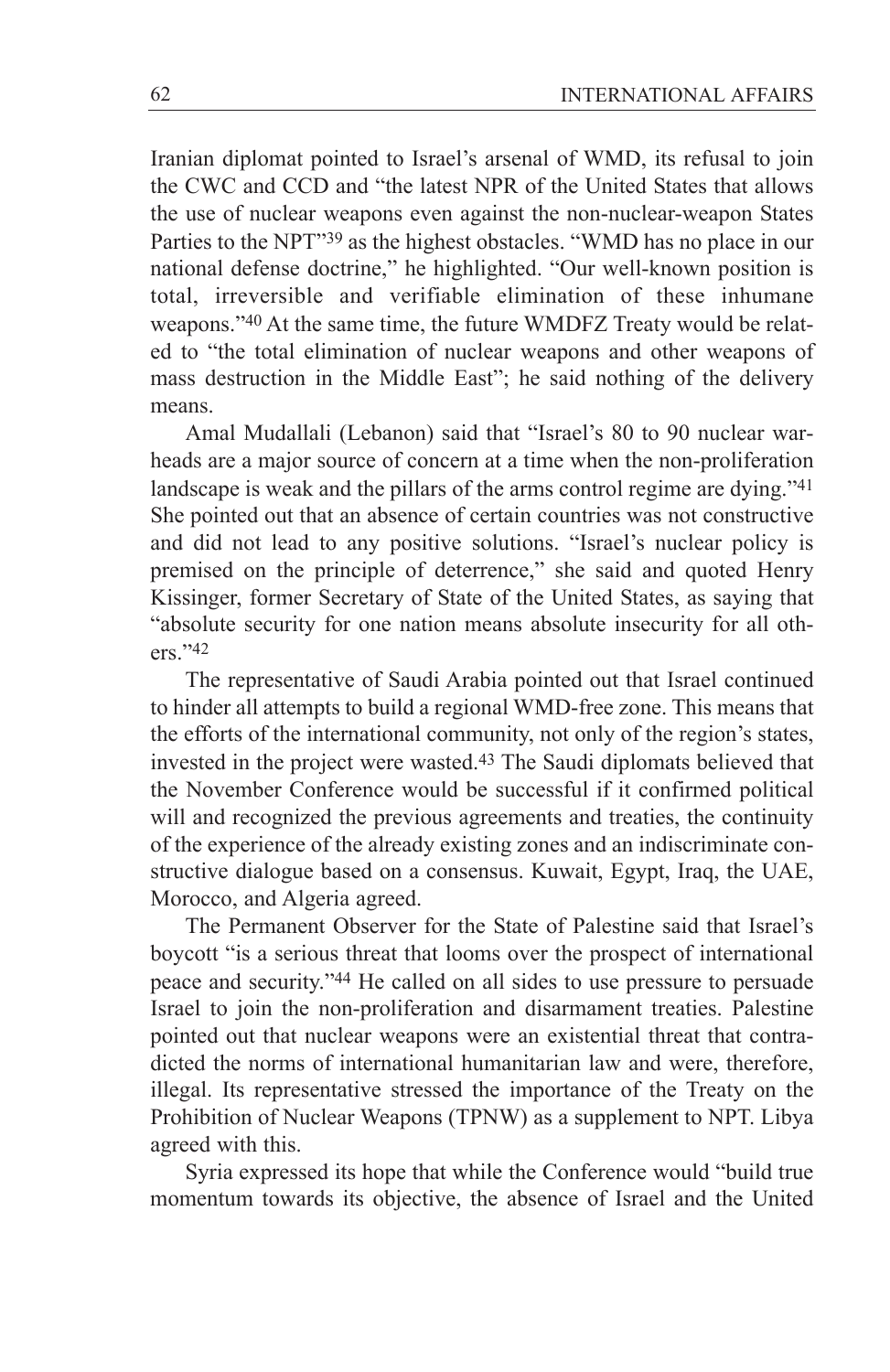Iranian diplomat pointed to Israel's arsenal of WMD, its refusal to join the CWC and CCD and "the latest NPR of the United States that allows the use of nuclear weapons even against the non-nuclear-weapon States Parties to the NPT"[39] as the highest obstacles. "WMD has no place in our national defense doctrine," he highlighted. "Our well-known position is total, irreversible and verifiable elimination of these inhumane weapons."[40] At the same time, the future WMDFZ Treaty would be related to "the total elimination of nuclear weapons and other weapons of mass destruction in the Middle East"; he said nothing of the delivery means.

Amal Mudallali (Lebanon) said that "Israel's 80 to 90 nuclear warheads are a major source of concern at a time when the non-proliferation landscape is weak and the pillars of the arms control regime are dying."[41] She pointed out that an absence of certain countries was not constructive and did not lead to any positive solutions. "Israel's nuclear policy is premised on the principle of deterrence," she said and quoted Henry Kissinger, former Secretary of State of the United States, as saying that "absolute security for one nation means absolute insecurity for all others."[42]

The representative of Saudi Arabia pointed out that Israel continued to hinder all attempts to build a regional WMD-free zone. This means that the efforts of the international community, not only of the region's states, invested in the project were wasted.[43] The Saudi diplomats believed that the November Conference would be successful if it confirmed political will and recognized the previous agreements and treaties, the continuity of the experience of the already existing zones and an indiscriminate constructive dialogue based on a consensus. Kuwait, Egypt, Iraq, the UAE, Morocco, and Algeria agreed.

The Permanent Observer for the State of Palestine said that Israel's boycott "is a serious threat that looms over the prospect of international peace and security."[44] He called on all sides to use pressure to persuade Israel to join the non-proliferation and disarmament treaties. Palestine pointed out that nuclear weapons were an existential threat that contradicted the norms of international humanitarian law and were, therefore, illegal. Its representative stressed the importance of the Treaty on the Prohibition of Nuclear Weapons (TPNW) as a supplement to NPT. Libya agreed with this.

Syria expressed its hope that while the Conference would "build true momentum towards its objective, the absence of Israel and the United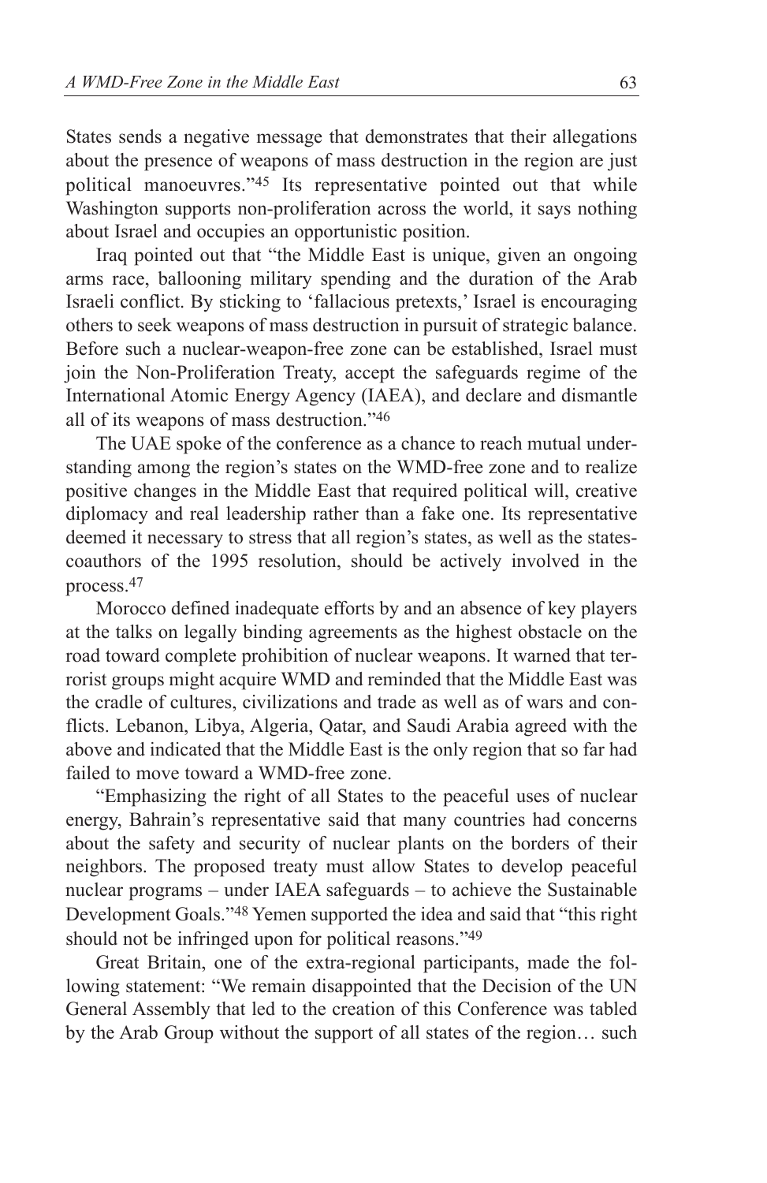States sends a negative message that demonstrates that their allegations about the presence of weapons of mass destruction in the region are just political manoeuvres."[45] Its representative pointed out that while Washington supports non-proliferation across the world, it says nothing about Israel and occupies an opportunistic position.

Iraq pointed out that "the Middle East is unique, given an ongoing arms race, ballooning military spending and the duration of the Arab Israeli conflict. By sticking to 'fallacious pretexts,' Israel is encouraging others to seek weapons of mass destruction in pursuit of strategic balance. Before such a nuclear-weapon-free zone can be established, Israel must join the Non-Proliferation Treaty, accept the safeguards regime of the International Atomic Energy Agency (IAEA), and declare and dismantle all of its weapons of mass destruction."[46]

The UAE spoke of the conference as a chance to reach mutual understanding among the region's states on the WMD-free zone and to realize positive changes in the Middle East that required political will, creative diplomacy and real leadership rather than a fake one. Its representative deemed it necessary to stress that all region's states, as well as the states-coauthors of the 1995 resolution, should be actively involved in the process.[47]

Morocco defined inadequate efforts by and an absence of key players at the talks on legally binding agreements as the highest obstacle on the road toward complete prohibition of nuclear weapons. It warned that terrorist groups might acquire WMD and reminded that the Middle East was the cradle of cultures, civilizations and trade as well as of wars and conflicts. Lebanon, Libya, Algeria, Qatar, and Saudi Arabia agreed with the above and indicated that the Middle East is the only region that so far had failed to move toward a WMD-free zone.

"Emphasizing the right of all States to the peaceful uses of nuclear energy, Bahrain's representative said that many countries had concerns about the safety and security of nuclear plants on the borders of their neighbors. The proposed treaty must allow States to develop peaceful nuclear programs – under IAEA safeguards – to achieve the Sustainable Development Goals."[48] Yemen supported the idea and said that "this right should not be infringed upon for political reasons."[49]

Great Britain, one of the extra-regional participants, made the following statement: "We remain disappointed that the Decision of the UN General Assembly that led to the creation of this Conference was tabled by the Arab Group without the support of all states of the region… such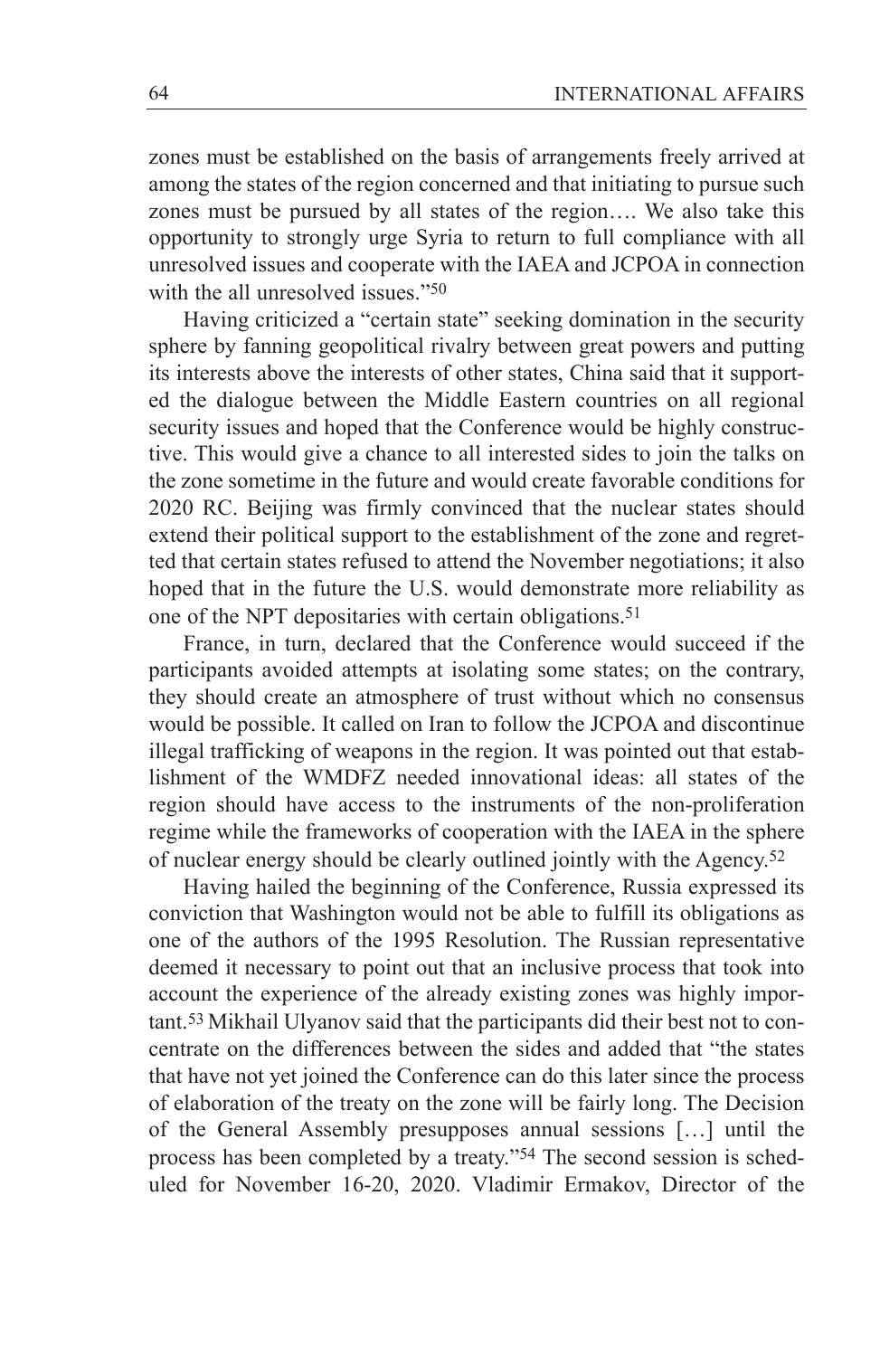zones must be established on the basis of arrangements freely arrived at among the states of the region concerned and that initiating to pursue such zones must be pursued by all states of the region…. We also take this opportunity to strongly urge Syria to return to full compliance with all unresolved issues and cooperate with the IAEA and JCPOA in connection with the all unresolved issues."[50]

Having criticized a "certain state" seeking domination in the security sphere by fanning geopolitical rivalry between great powers and putting its interests above the interests of other states, China said that it supported the dialogue between the Middle Eastern countries on all regional security issues and hoped that the Conference would be highly constructive. This would give a chance to all interested sides to join the talks on the zone sometime in the future and would create favorable conditions for 2020 RC. Beijing was firmly convinced that the nuclear states should extend their political support to the establishment of the zone and regretted that certain states refused to attend the November negotiations; it also hoped that in the future the U.S. would demonstrate more reliability as one of the NPT depositaries with certain obligations.[51]

France, in turn, declared that the Conference would succeed if the participants avoided attempts at isolating some states; on the contrary, they should create an atmosphere of trust without which no consensus would be possible. It called on Iran to follow the JCPOA and discontinue illegal trafficking of weapons in the region. It was pointed out that establishment of the WMDFZ needed innovational ideas: all states of the region should have access to the instruments of the non-proliferation regime while the frameworks of cooperation with the IAEA in the sphere of nuclear energy should be clearly outlined jointly with the Agency.[52]

Having hailed the beginning of the Conference, Russia expressed its conviction that Washington would not be able to fulfill its obligations as one of the authors of the 1995 Resolution. The Russian representative deemed it necessary to point out that an inclusive process that took into account the experience of the already existing zones was highly important.[53] Mikhail Ulyanov said that the participants did their best not to concentrate on the differences between the sides and added that "the states that have not yet joined the Conference can do this later since the process of elaboration of the treaty on the zone will be fairly long. The Decision of the General Assembly presupposes annual sessions […] until the process has been completed by a treaty."[54] The second session is scheduled for November 16-20, 2020. Vladimir Ermakov, Director of the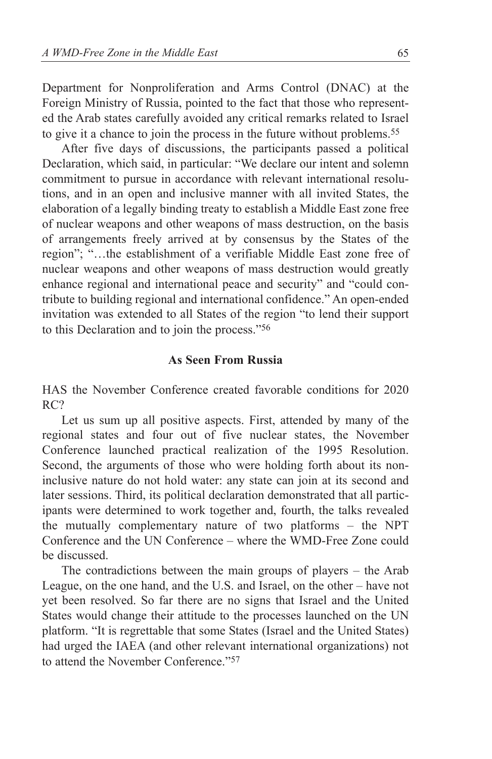Department for Nonproliferation and Arms Control (DNAC) at the Foreign Ministry of Russia, pointed to the fact that those who represented the Arab states carefully avoided any critical remarks related to Israel to give it a chance to join the process in the future without problems.[55]

After five days of discussions, the participants passed a political Declaration, which said, in particular: "We declare our intent and solemn commitment to pursue in accordance with relevant international resolutions, and in an open and inclusive manner with all invited States, the elaboration of a legally binding treaty to establish a Middle East zone free of nuclear weapons and other weapons of mass destruction, on the basis of arrangements freely arrived at by consensus by the States of the region"; "…the establishment of a verifiable Middle East zone free of nuclear weapons and other weapons of mass destruction would greatly enhance regional and international peace and security" and "could contribute to building regional and international confidence." An open-ended invitation was extended to all States of the region "to lend their support to this Declaration and to join the process."[56]

## As Seen From Russia

HAS the November Conference created favorable conditions for 2020 RC?

Let us sum up all positive aspects. First, attended by many of the regional states and four out of five nuclear states, the November Conference launched practical realization of the 1995 Resolution. Second, the arguments of those who were holding forth about its non-inclusive nature do not hold water: any state can join at its second and later sessions. Third, its political declaration demonstrated that all participants were determined to work together and, fourth, the talks revealed the mutually complementary nature of two platforms – the NPT Conference and the UN Conference – where the WMD-Free Zone could be discussed.

The contradictions between the main groups of players – the Arab League, on the one hand, and the U.S. and Israel, on the other – have not yet been resolved. So far there are no signs that Israel and the United States would change their attitude to the processes launched on the UN platform. "It is regrettable that some States (Israel and the United States) had urged the IAEA (and other relevant international organizations) not to attend the November Conference."[57]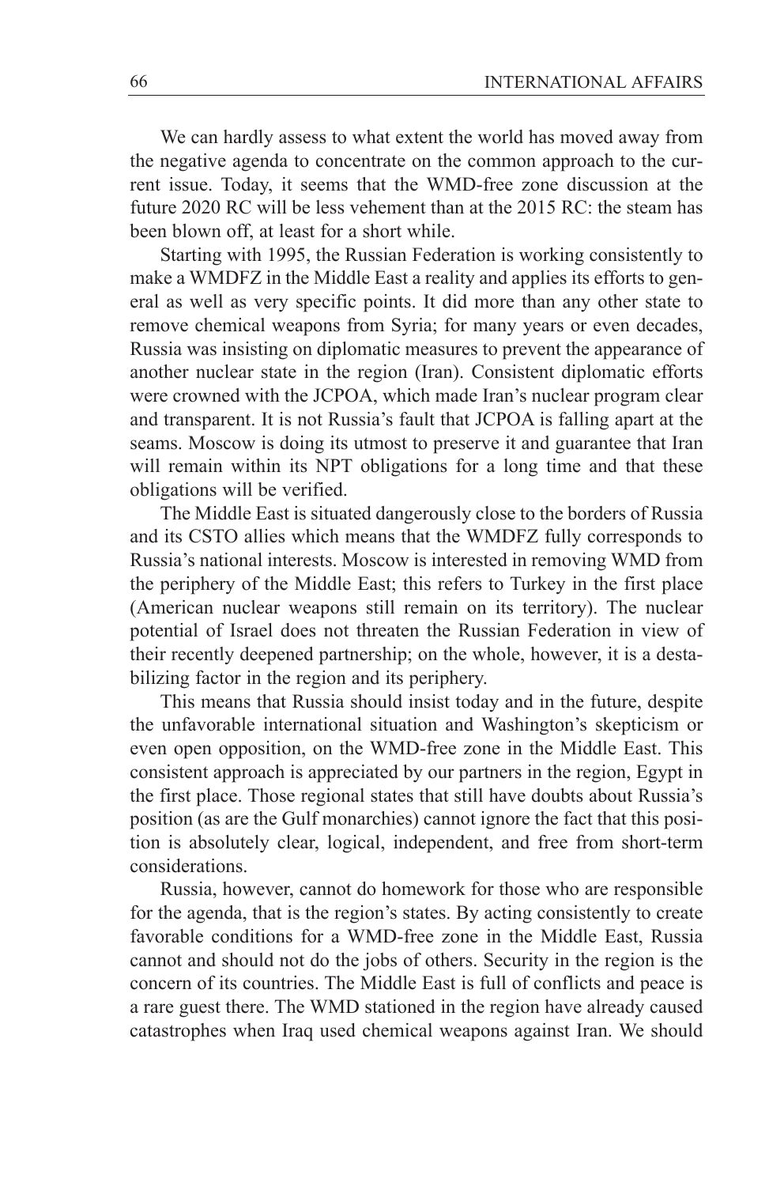We can hardly assess to what extent the world has moved away from the negative agenda to concentrate on the common approach to the current issue. Today, it seems that the WMD-free zone discussion at the future 2020 RC will be less vehement than at the 2015 RC: the steam has been blown off, at least for a short while.

Starting with 1995, the Russian Federation is working consistently to make a WMDFZ in the Middle East a reality and applies its efforts to general as well as very specific points. It did more than any other state to remove chemical weapons from Syria; for many years or even decades, Russia was insisting on diplomatic measures to prevent the appearance of another nuclear state in the region (Iran). Consistent diplomatic efforts were crowned with the JCPOA, which made Iran's nuclear program clear and transparent. It is not Russia's fault that JCPOA is falling apart at the seams. Moscow is doing its utmost to preserve it and guarantee that Iran will remain within its NPT obligations for a long time and that these obligations will be verified.

The Middle East is situated dangerously close to the borders of Russia and its CSTO allies which means that the WMDFZ fully corresponds to Russia's national interests. Moscow is interested in removing WMD from the periphery of the Middle East; this refers to Turkey in the first place (American nuclear weapons still remain on its territory). The nuclear potential of Israel does not threaten the Russian Federation in view of their recently deepened partnership; on the whole, however, it is a destabilizing factor in the region and its periphery.

This means that Russia should insist today and in the future, despite the unfavorable international situation and Washington's skepticism or even open opposition, on the WMD-free zone in the Middle East. This consistent approach is appreciated by our partners in the region, Egypt in the first place. Those regional states that still have doubts about Russia's position (as are the Gulf monarchies) cannot ignore the fact that this position is absolutely clear, logical, independent, and free from short-term considerations.

Russia, however, cannot do homework for those who are responsible for the agenda, that is the region's states. By acting consistently to create favorable conditions for a WMD-free zone in the Middle East, Russia cannot and should not do the jobs of others. Security in the region is the concern of its countries. The Middle East is full of conflicts and peace is a rare guest there. The WMD stationed in the region have already caused catastrophes when Iraq used chemical weapons against Iran. We should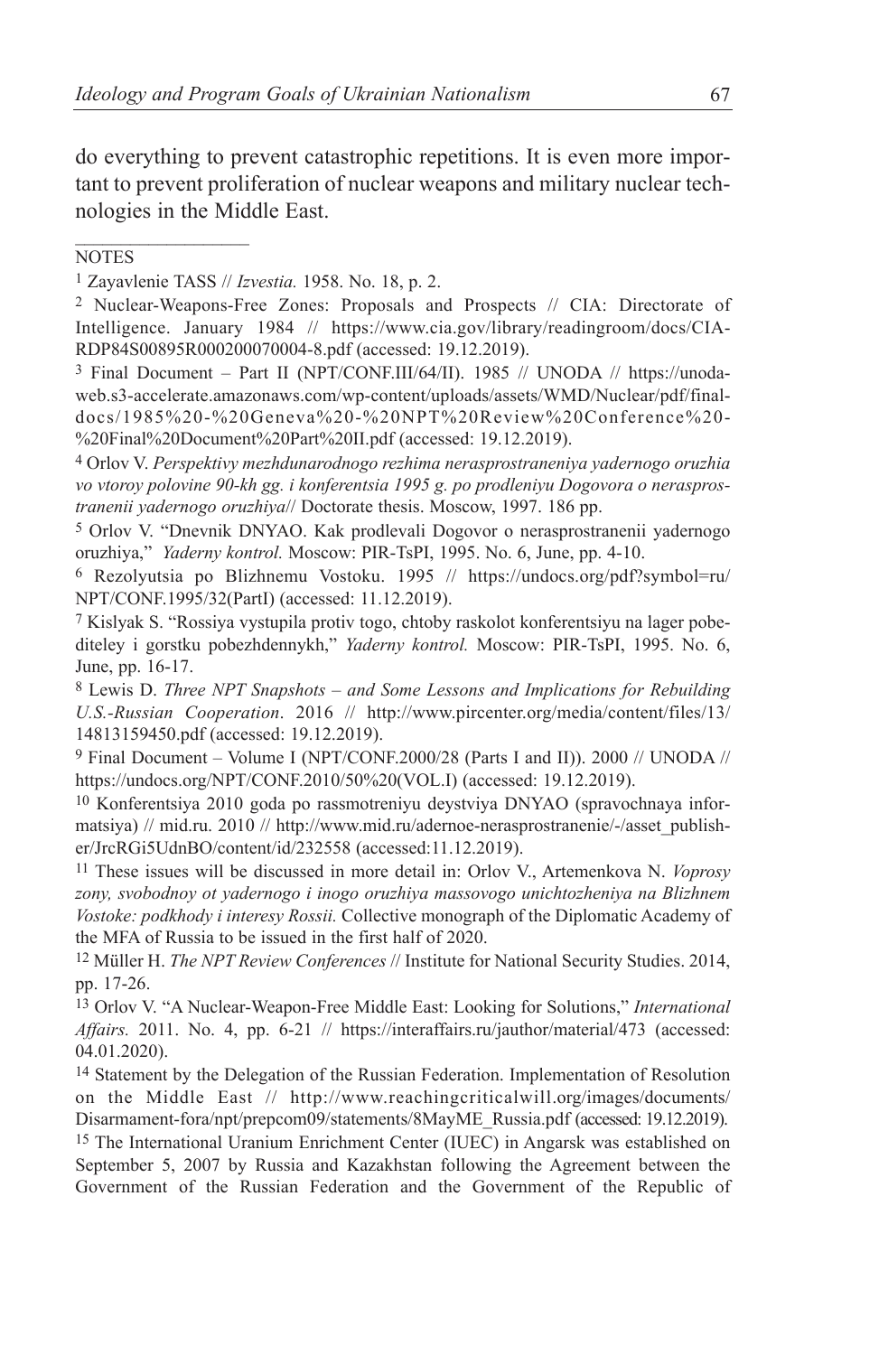do everything to prevent catastrophic repetitions. It is even more important to prevent proliferation of nuclear weapons and military nuclear technologies in the Middle East.

---

NOTES

[1] Zayavlenie TASS // *Izvestia.* 1958. No. 18, p. 2.

[2] Nuclear-Weapons-Free Zones: Proposals and Prospects // CIA: Directorate of Intelligence. January 1984 // https://www.cia.gov/library/readingroom/docs/CIA-RDP84S00895R000200070004-8.pdf (accessed: 19.12.2019).

[3] Final Document – Part II (NPT/CONF.III/64/II). 1985 // UNODA // https://unoda-web.s3-accelerate.amazonaws.com/wp-content/uploads/assets/WMD/Nuclear/pdf/finaldocs/1985%20-%20Geneva%20-%20NPT%20Review%20Conference%20-%20Final%20Document%20Part%20II.pdf (accessed: 19.12.2019).

[4] Orlov V. *Perspektivy mezhdunarodnogo rezhima nerasprostraneniya yadernogo oruzhia vo vtoroy polovine 90-kh gg. i konferentsia 1995 g. po prodleniyu Dogovora o nerasprostranenii yadernogo oruzhiya*// Doctorate thesis. Moscow, 1997. 186 pp.

[5] Orlov V. "Dnevnik DNYAO. Kak prodlevali Dogovor o nerasprostranenii yadernogo oruzhiya," *Yaderny kontrol.* Moscow: PIR-TsPI, 1995. No. 6, June, pp. 4-10.

[6] Rezolyutsia po Blizhnemu Vostoku. 1995 // https://undocs.org/pdf?symbol=ru/NPT/CONF.1995/32(PartI) (accessed: 11.12.2019).

[7] Kislyak S. "Rossiya vystupila protiv togo, chtoby raskolot konferentsiyu na lager pobediteley i gorstku pobezhdennykh," *Yaderny kontrol.* Moscow: PIR-TsPI, 1995. No. 6, June, pp. 16-17.

[8] Lewis D. *Three NPT Snapshots – and Some Lessons and Implications for Rebuilding U.S.-Russian Cooperation*. 2016 // http://www.pircenter.org/media/content/files/13/14813159450.pdf (accessed: 19.12.2019).

[9] Final Document – Volume I (NPT/CONF.2000/28 (Parts I and II)). 2000 // UNODA // https://undocs.org/NPT/CONF.2010/50%20(VOL.I) (accessed: 19.12.2019).

[10] Konferentsiya 2010 goda po rassmotreniyu deystviya DNYAO (spravochnaya informatsiya) // mid.ru. 2010 // http://www.mid.ru/adernoe-nerasprostranenie/-/asset_publisher/JrcRGi5UdnBO/content/id/232558 (accessed:11.12.2019).

[11] These issues will be discussed in more detail in: Orlov V., Artemenkova N. *Voprosy zony, svobodnoy ot yadernogo i inogo oruzhiya massovogo unichtozheniya na Blizhnem Vostoke: podkhody i interesy Rossii.* Collective monograph of the Diplomatic Academy of the MFA of Russia to be issued in the first half of 2020.

[12] Müller H. *The NPT Review Conferences* // Institute for National Security Studies. 2014, pp. 17-26.

[13] Orlov V. "A Nuclear-Weapon-Free Middle East: Looking for Solutions," *International Affairs.* 2011. No. 4, pp. 6-21 // https://interaffairs.ru/jauthor/material/473 (accessed: 04.01.2020).

[14] Statement by the Delegation of the Russian Federation. Implementation of Resolution on the Middle East // http://www.reachingcriticalwill.org/images/documents/Disarmament-fora/npt/prepcom09/statements/8MayME_Russia.pdf (accessed: 19.12.2019).

[15] The International Uranium Enrichment Center (IUEC) in Angarsk was established on September 5, 2007 by Russia and Kazakhstan following the Agreement between the Government of the Russian Federation and the Government of the Republic of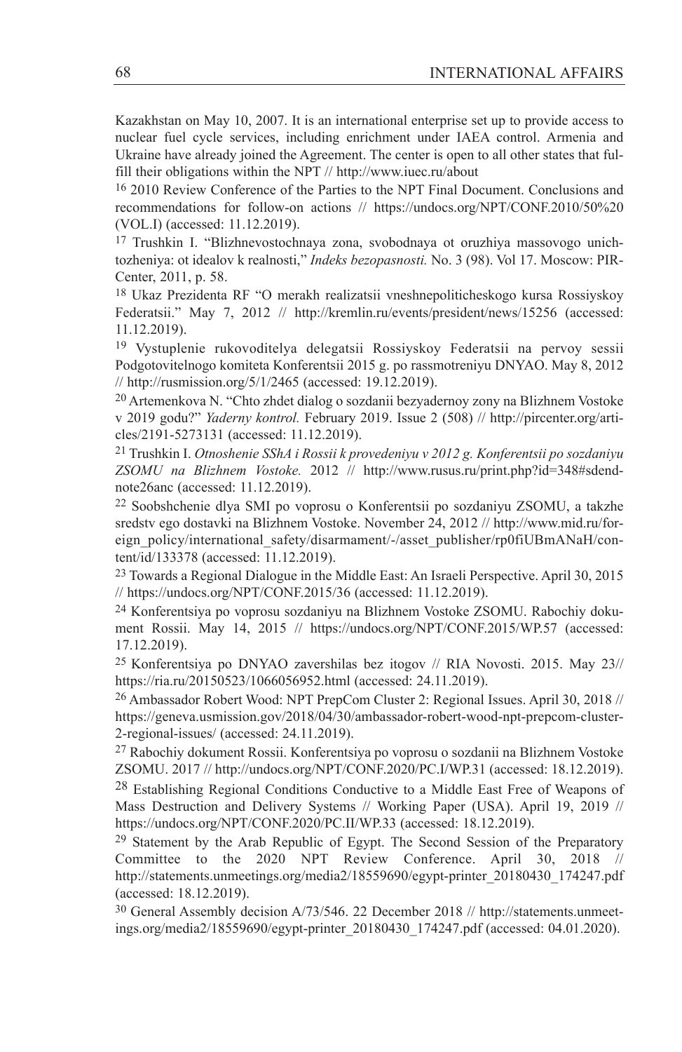Kazakhstan on May 10, 2007. It is an international enterprise set up to provide access to nuclear fuel cycle services, including enrichment under IAEA control. Armenia and Ukraine have already joined the Agreement. The center is open to all other states that fulfill their obligations within the NPT // http://www.iuec.ru/about

[16] 2010 Review Conference of the Parties to the NPT Final Document. Conclusions and recommendations for follow-on actions // https://undocs.org/NPT/CONF.2010/50%20(VOL.I) (accessed: 11.12.2019).

[17] Trushkin I. "Blizhnevostochnaya zona, svobodnaya ot oruzhiya massovogo unichtozheniya: ot idealov k realnosti," *Indeks bezopasnosti.* No. 3 (98). Vol 17. Moscow: PIR-Center, 2011, p. 58.

[18] Ukaz Prezidenta RF "O merakh realizatsii vneshnepoliticheskogo kursa Rossiyskoy Federatsii." May 7, 2012 // http://kremlin.ru/events/president/news/15256 (accessed: 11.12.2019).

[19] Vystuplenie rukovoditelya delegatsii Rossiyskoy Federatsii na pervoy sessii Podgotovitelnogo komiteta Konferentsii 2015 g. po rassmotreniyu DNYAO. May 8, 2012 // http://rusmission.org/5/1/2465 (accessed: 19.12.2019).

[20] Artemenkova N. "Chto zhdet dialog o sozdanii bezyadernoy zony na Blizhnem Vostoke v 2019 godu?" *Yaderny kontrol.* February 2019. Issue 2 (508) // http://pircenter.org/articles/2191-5273131 (accessed: 11.12.2019).

[21] Trushkin I. *Otnoshenie SShA i Rossii k provedeniyu v 2012 g. Konferentsii po sozdaniyu ZSOMU na Blizhnem Vostoke.* 2012 // http://www.rusus.ru/print.php?id=348#sdendnote26anc (accessed: 11.12.2019).

[22] Soobshchenie dlya SMI po voprosu o Konferentsii po sozdaniyu ZSOMU, a takzhe sredstv ego dostavki na Blizhnem Vostoke. November 24, 2012 // http://www.mid.ru/foreign_policy/international_safety/disarmament/-/asset_publisher/rp0fiUBmANaH/content/id/133378 (accessed: 11.12.2019).

[23] Towards a Regional Dialogue in the Middle East: An Israeli Perspective. April 30, 2015 // https://undocs.org/NPT/CONF.2015/36 (accessed: 11.12.2019).

[24] Konferentsiya po voprosu sozdaniyu na Blizhnem Vostoke ZSOMU. Rabochiy dokument Rossii. May 14, 2015 // https://undocs.org/NPT/CONF.2015/WP.57 (accessed: 17.12.2019).

[25] Konferentsiya po DNYAO zavershilas bez itogov // RIA Novosti. 2015. May 23// https://ria.ru/20150523/1066056952.html (accessed: 24.11.2019).

[26] Ambassador Robert Wood: NPT PrepCom Cluster 2: Regional Issues. April 30, 2018 // https://geneva.usmission.gov/2018/04/30/ambassador-robert-wood-npt-prepcom-cluster-2-regional-issues/ (accessed: 24.11.2019).

[27] Rabochiy dokument Rossii. Konferentsiya po voprosu o sozdanii na Blizhnem Vostoke ZSOMU. 2017 // http://undocs.org/NPT/CONF.2020/PC.I/WP.31 (accessed: 18.12.2019).

[28] Establishing Regional Conditions Conductive to a Middle East Free of Weapons of Mass Destruction and Delivery Systems // Working Paper (USA). April 19, 2019 // https://undocs.org/NPT/CONF.2020/PC.II/WP.33 (accessed: 18.12.2019).

[29] Statement by the Arab Republic of Egypt. The Second Session of the Preparatory Committee to the 2020 NPT Review Conference. April 30, 2018 // http://statements.unmeetings.org/media2/18559690/egypt-printer_20180430_174247.pdf (accessed: 18.12.2019).

[30] General Assembly decision A/73/546. 22 December 2018 // http://statements.unmeetings.org/media2/18559690/egypt-printer_20180430_174247.pdf (accessed: 04.01.2020).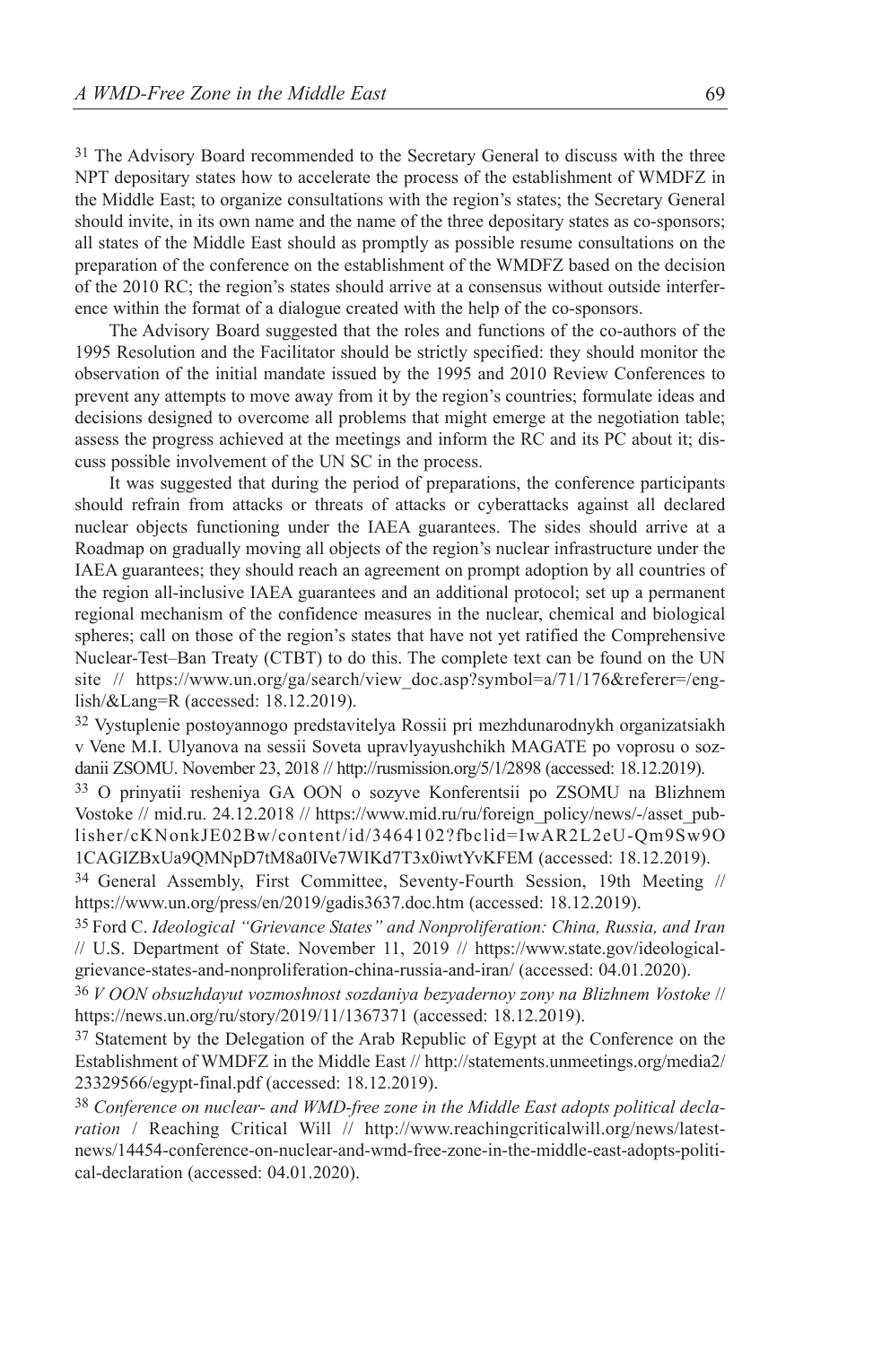[31] The Advisory Board recommended to the Secretary General to discuss with the three NPT depositary states how to accelerate the process of the establishment of WMDFZ in the Middle East; to organize consultations with the region's states; the Secretary General should invite, in its own name and the name of the three depositary states as co-sponsors; all states of the Middle East should as promptly as possible resume consultations on the preparation of the conference on the establishment of the WMDFZ based on the decision of the 2010 RC; the region's states should arrive at a consensus without outside interference within the format of a dialogue created with the help of the co-sponsors.

The Advisory Board suggested that the roles and functions of the co-authors of the 1995 Resolution and the Facilitator should be strictly specified: they should monitor the observation of the initial mandate issued by the 1995 and 2010 Review Conferences to prevent any attempts to move away from it by the region's countries; formulate ideas and decisions designed to overcome all problems that might emerge at the negotiation table; assess the progress achieved at the meetings and inform the RC and its PC about it; discuss possible involvement of the UN SC in the process.

It was suggested that during the period of preparations, the conference participants should refrain from attacks or threats of attacks or cyberattacks against all declared nuclear objects functioning under the IAEA guarantees. The sides should arrive at a Roadmap on gradually moving all objects of the region's nuclear infrastructure under the IAEA guarantees; they should reach an agreement on prompt adoption by all countries of the region all-inclusive IAEA guarantees and an additional protocol; set up a permanent regional mechanism of the confidence measures in the nuclear, chemical and biological spheres; call on those of the region's states that have not yet ratified the Comprehensive Nuclear-Test–Ban Treaty (CTBT) to do this. The complete text can be found on the UN site // https://www.un.org/ga/search/view_doc.asp?symbol=a/71/176&referer=/english/&Lang=R (accessed: 18.12.2019).

[32] Vystuplenie postoyannogo predstavitelya Rossii pri mezhdunarodnykh organizatsiakh v Vene M.I. Ulyanova na sessii Soveta upravlyayushchikh MAGATE po voprosu o sozdanii ZSOMU. November 23, 2018 // http://rusmission.org/5/1/2898 (accessed: 18.12.2019).

[33] O prinyatii resheniya GA OON o sozyve Konferentsii po ZSOMU na Blizhnem Vostoke // mid.ru. 24.12.2018 // https://www.mid.ru/ru/foreign_policy/news/-/asset_publisher/cKNonkJE02Bw/content/id/3464102?fbclid=IwAR2L2eU-Qm9Sw9O1CAGIZBxUa9QMNpD7tM8a0IVe7WIKd7T3x0iwtYvKFEM (accessed: 18.12.2019).

[34] General Assembly, First Committee, Seventy-Fourth Session, 19th Meeting // https://www.un.org/press/en/2019/gadis3637.doc.htm (accessed: 18.12.2019).

[35] Ford C. *Ideological "Grievance States" and Nonproliferation: China, Russia, and Iran* // U.S. Department of State. November 11, 2019 // https://www.state.gov/ideological-grievance-states-and-nonproliferation-china-russia-and-iran/ (accessed: 04.01.2020).

[36] *V OON obsuzhdayut vozmoshnost sozdaniya bezyadernoy zony na Blizhnem Vostoke* // https://news.un.org/ru/story/2019/11/1367371 (accessed: 18.12.2019).

[37] Statement by the Delegation of the Arab Republic of Egypt at the Conference on the Establishment of WMDFZ in the Middle East // http://statements.unmeetings.org/media2/23329566/egypt-final.pdf (accessed: 18.12.2019).

[38] *Conference on nuclear- and WMD-free zone in the Middle East adopts political declaration* / Reaching Critical Will // http://www.reachingcriticalwill.org/news/latest-news/14454-conference-on-nuclear-and-wmd-free-zone-in-the-middle-east-adopts-political-declaration (accessed: 04.01.2020).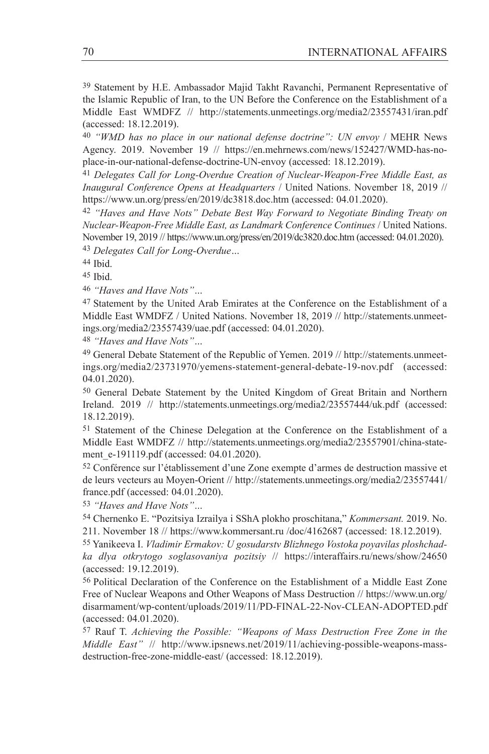[39] Statement by H.E. Ambassador Majid Takht Ravanchi, Permanent Representative of the Islamic Republic of Iran, to the UN Before the Conference on the Establishment of a Middle East WMDFZ // http://statements.unmeetings.org/media2/23557431/iran.pdf (accessed: 18.12.2019).

[40] *"WMD has no place in our national defense doctrine": UN envoy* / MEHR News Agency. 2019. November 19 // https://en.mehrnews.com/news/152427/WMD-has-no-place-in-our-national-defense-doctrine-UN-envoy (accessed: 18.12.2019).

[41] *Delegates Call for Long-Overdue Creation of Nuclear-Weapon-Free Middle East, as Inaugural Conference Opens at Headquarters* / United Nations. November 18, 2019 // https://www.un.org/press/en/2019/dc3818.doc.htm (accessed: 04.01.2020).

[42] *"Haves and Have Nots" Debate Best Way Forward to Negotiate Binding Treaty on Nuclear-Weapon-Free Middle East, as Landmark Conference Continues* / United Nations. November 19, 2019 // https://www.un.org/press/en/2019/dc3820.doc.htm (accessed: 04.01.2020).

[43] *Delegates Call for Long-Overdue…*

[44] Ibid.

[45] Ibid.

[46] *"Haves and Have Nots"…*

[47] Statement by the United Arab Emirates at the Conference on the Establishment of a Middle East WMDFZ / United Nations. November 18, 2019 // http://statements.unmeetings.org/media2/23557439/uae.pdf (accessed: 04.01.2020).

[48] *"Haves and Have Nots"…*

[49] General Debate Statement of the Republic of Yemen. 2019 // http://statements.unmeetings.org/media2/23731970/yemens-statement-general-debate-19-nov.pdf (accessed: 04.01.2020).

[50] General Debate Statement by the United Kingdom of Great Britain and Northern Ireland. 2019 // http://statements.unmeetings.org/media2/23557444/uk.pdf (accessed: 18.12.2019).

[51] Statement of the Chinese Delegation at the Conference on the Establishment of a Middle East WMDFZ // http://statements.unmeetings.org/media2/23557901/china-statement_e-191119.pdf (accessed: 04.01.2020).

[52] Conférence sur l'établissement d'une Zone exempte d'armes de destruction massive et de leurs vecteurs au Moyen-Orient // http://statements.unmeetings.org/media2/23557441/france.pdf (accessed: 04.01.2020).

[53] *"Haves and Have Nots"…*

[54] Chernenko E. "Pozitsiya Izrailya i SShA plokho proschitana," *Kommersant.* 2019. No. 211. November 18 // https://www.kommersant.ru /doc/4162687 (accessed: 18.12.2019).

[55] Yanikeeva I. *Vladimir Ermakov: U gosudarstv Blizhnego Vostoka poyavilas ploshchadka dlya otkrytogo soglasovaniya pozitsiy* // https://interaffairs.ru/news/show/24650 (accessed: 19.12.2019).

[56] Political Declaration of the Conference on the Establishment of a Middle East Zone Free of Nuclear Weapons and Other Weapons of Mass Destruction // https://www.un.org/disarmament/wp-content/uploads/2019/11/PD-FINAL-22-Nov-CLEAN-ADOPTED.pdf (accessed: 04.01.2020).

[57] Rauf T. *Achieving the Possible: "Weapons of Mass Destruction Free Zone in the Middle East"* // http://www.ipsnews.net/2019/11/achieving-possible-weapons-mass-destruction-free-zone-middle-east/ (accessed: 18.12.2019).